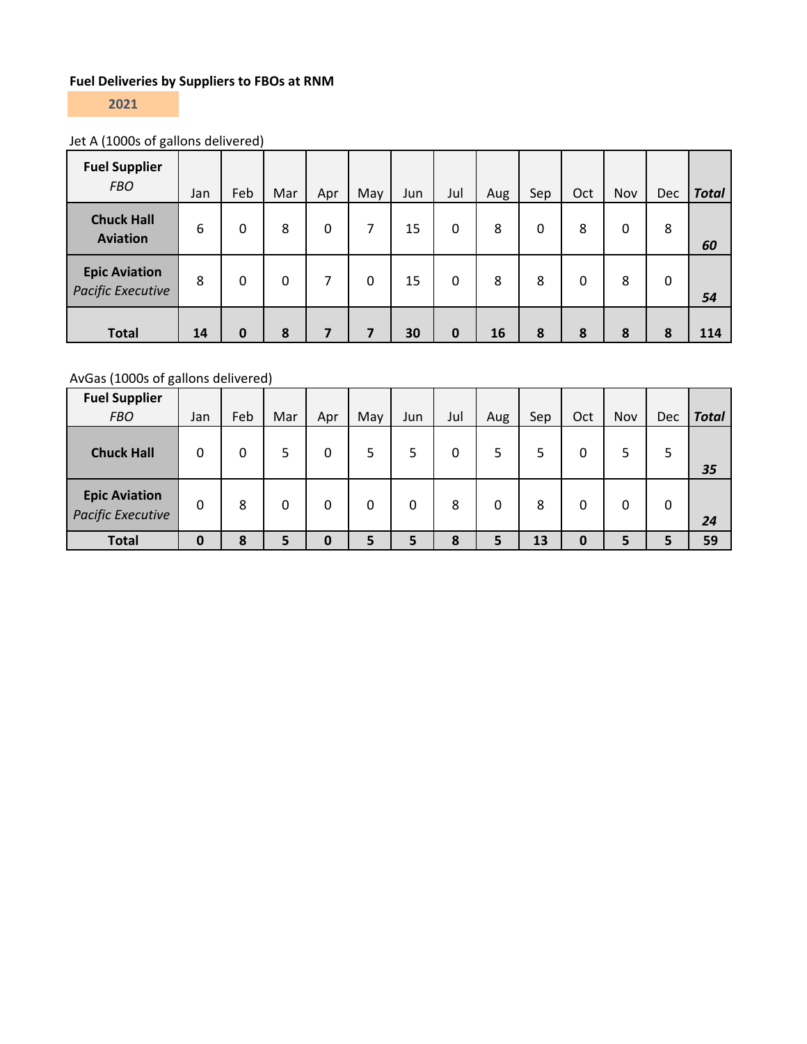**Fuel Deliveries by Suppliers to FBOs at RNM**

**2021**

Jet A (1000s of gallons delivered)

| **Fuel Supplier** *FBO* | Jan | Feb | Mar | Apr | May | Jun | Jul | Aug | Sep | Oct | Nov | Dec | ***Total*** |
|---|---|---|---|---|---|---|---|---|---|---|---|---|---|
| **Chuck Hall Aviation** | 6 | 0 | 8 | 0 | 7 | 15 | 0 | 8 | 0 | 8 | 0 | 8 | ***60*** |
| **Epic Aviation** *Pacific Executive* | 8 | 0 | 0 | 7 | 0 | 15 | 0 | 8 | 8 | 0 | 8 | 0 | ***54*** |
| **Total** | **14** | **0** | **8** | **7** | **7** | **30** | **0** | **16** | **8** | **8** | **8** | **8** | **114** |

AvGas (1000s of gallons delivered)

| **Fuel Supplier** *FBO* | Jan | Feb | Mar | Apr | May | Jun | Jul | Aug | Sep | Oct | Nov | Dec | ***Total*** |
|---|---|---|---|---|---|---|---|---|---|---|---|---|---|
| **Chuck Hall** | 0 | 0 | 5 | 0 | 5 | 5 | 0 | 5 | 5 | 0 | 5 | 5 | ***35*** |
| **Epic Aviation** *Pacific Executive* | 0 | 8 | 0 | 0 | 0 | 0 | 8 | 0 | 8 | 0 | 0 | 0 | ***24*** |
| **Total** | **0** | **8** | **5** | **0** | **5** | **5** | **8** | **5** | **13** | **0** | **5** | **5** | **59** |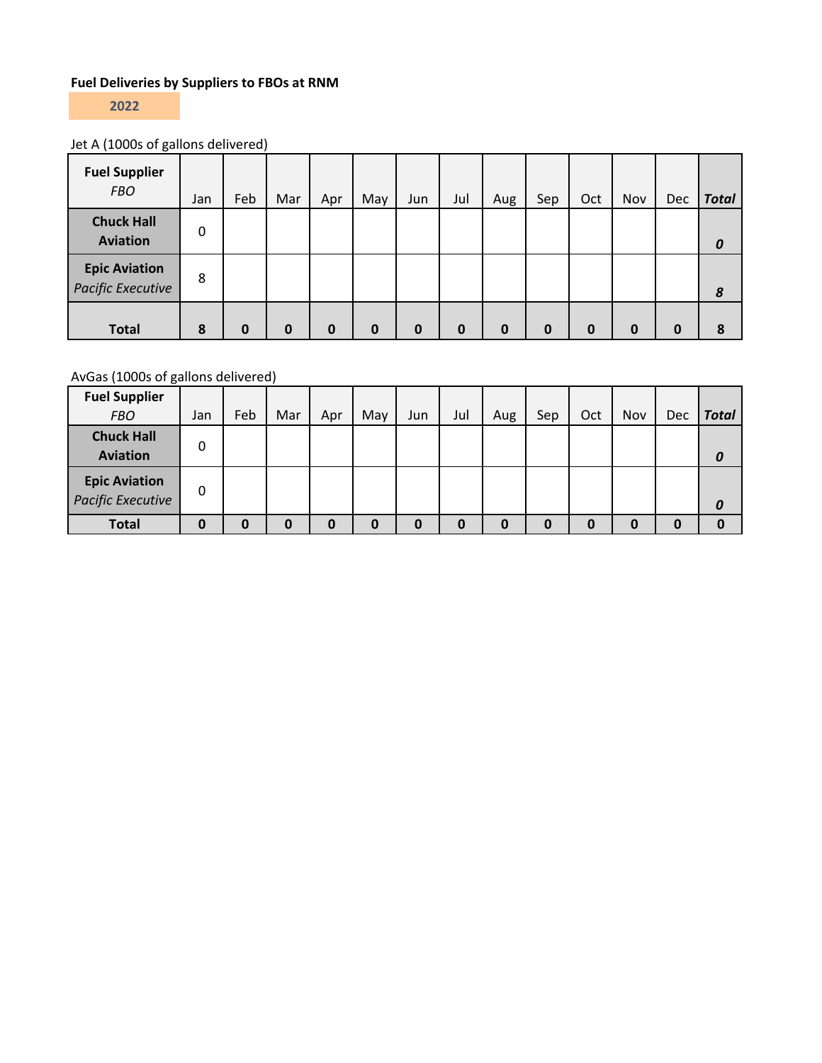**Fuel Deliveries by Suppliers to FBOs at RNM**

**2022**

Jet A (1000s of gallons delivered)

| **Fuel Supplier** *FBO* | Jan | Feb | Mar | Apr | May | Jun | Jul | Aug | Sep | Oct | Nov | Dec | ***Total*** |
|---|---|---|---|---|---|---|---|---|---|---|---|---|---|
| **Chuck Hall Aviation** | 0 | | | | | | | | | | | | ***0*** |
| **Epic Aviation** *Pacific Executive* | 8 | | | | | | | | | | | | ***8*** |
| **Total** | **8** | **0** | **0** | **0** | **0** | **0** | **0** | **0** | **0** | **0** | **0** | **0** | **8** |

AvGas (1000s of gallons delivered)

| **Fuel Supplier** *FBO* | Jan | Feb | Mar | Apr | May | Jun | Jul | Aug | Sep | Oct | Nov | Dec | ***Total*** |
|---|---|---|---|---|---|---|---|---|---|---|---|---|---|
| **Chuck Hall Aviation** | 0 | | | | | | | | | | | | ***0*** |
| **Epic Aviation** *Pacific Executive* | 0 | | | | | | | | | | | | ***0*** |
| **Total** | **0** | **0** | **0** | **0** | **0** | **0** | **0** | **0** | **0** | **0** | **0** | **0** | **0** |